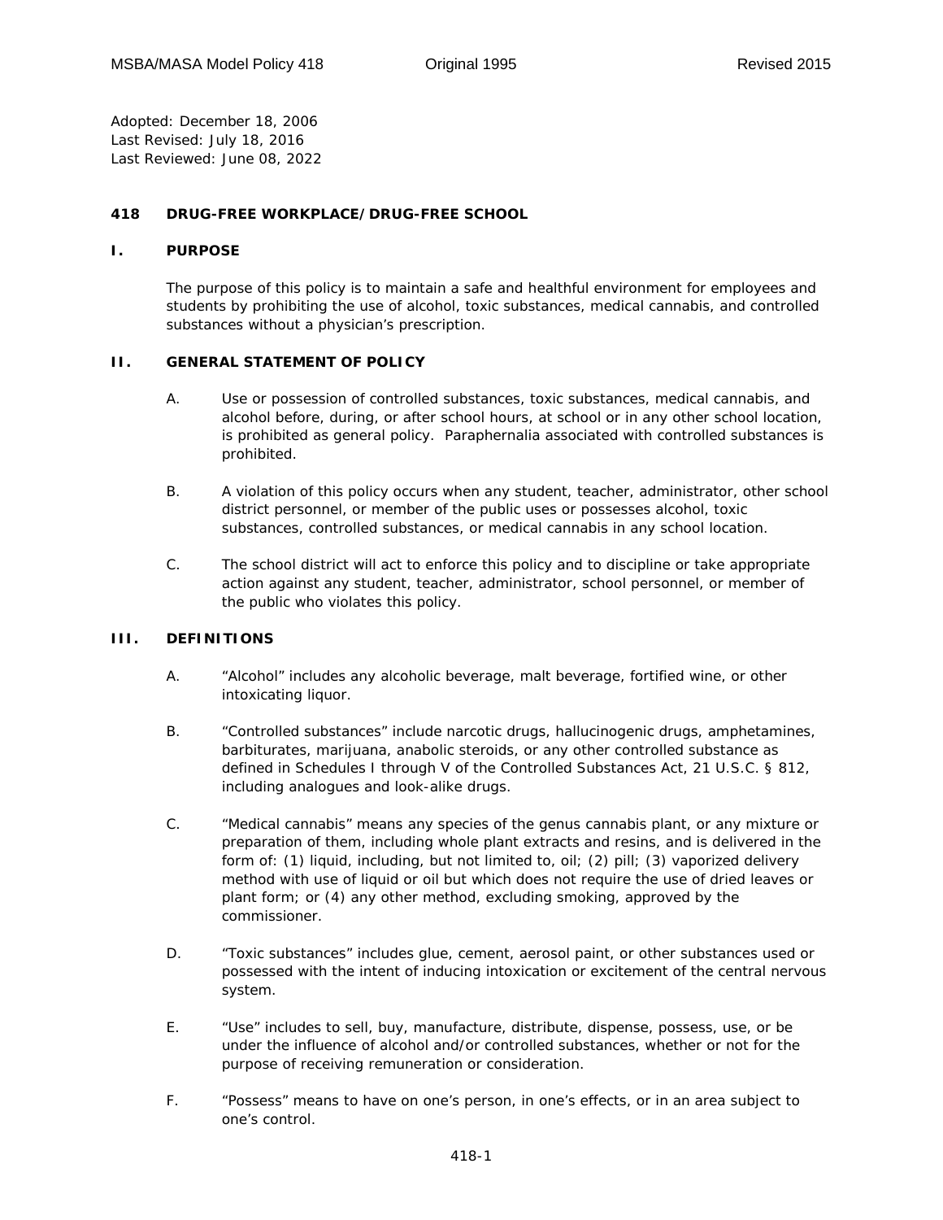Adopted: December 18, 2006
Last Revised: July 18, 2016
Last Reviewed: June 08, 2022

# 418 DRUG-FREE WORKPLACE/DRUG-FREE SCHOOL

## I. PURPOSE

The purpose of this policy is to maintain a safe and healthful environment for employees and students by prohibiting the use of alcohol, toxic substances, medical cannabis, and controlled substances without a physician's prescription.

## II. GENERAL STATEMENT OF POLICY

A. Use or possession of controlled substances, toxic substances, medical cannabis, and alcohol before, during, or after school hours, at school or in any other school location, is prohibited as general policy. Paraphernalia associated with controlled substances is prohibited.

B. A violation of this policy occurs when any student, teacher, administrator, other school district personnel, or member of the public uses or possesses alcohol, toxic substances, controlled substances, or medical cannabis in any school location.

C. The school district will act to enforce this policy and to discipline or take appropriate action against any student, teacher, administrator, school personnel, or member of the public who violates this policy.

## III. DEFINITIONS

A. "Alcohol" includes any alcoholic beverage, malt beverage, fortified wine, or other intoxicating liquor.

B. "Controlled substances" include narcotic drugs, hallucinogenic drugs, amphetamines, barbiturates, marijuana, anabolic steroids, or any other controlled substance as defined in Schedules I through V of the Controlled Substances Act, 21 U.S.C. § 812, including analogues and look-alike drugs.

C. "Medical cannabis" means any species of the genus cannabis plant, or any mixture or preparation of them, including whole plant extracts and resins, and is delivered in the form of: (1) liquid, including, but not limited to, oil; (2) pill; (3) vaporized delivery method with use of liquid or oil but which does not require the use of dried leaves or plant form; or (4) any other method, excluding smoking, approved by the commissioner.

D. "Toxic substances" includes glue, cement, aerosol paint, or other substances used or possessed with the intent of inducing intoxication or excitement of the central nervous system.

E. "Use" includes to sell, buy, manufacture, distribute, dispense, possess, use, or be under the influence of alcohol and/or controlled substances, whether or not for the purpose of receiving remuneration or consideration.

F. "Possess" means to have on one's person, in one's effects, or in an area subject to one's control.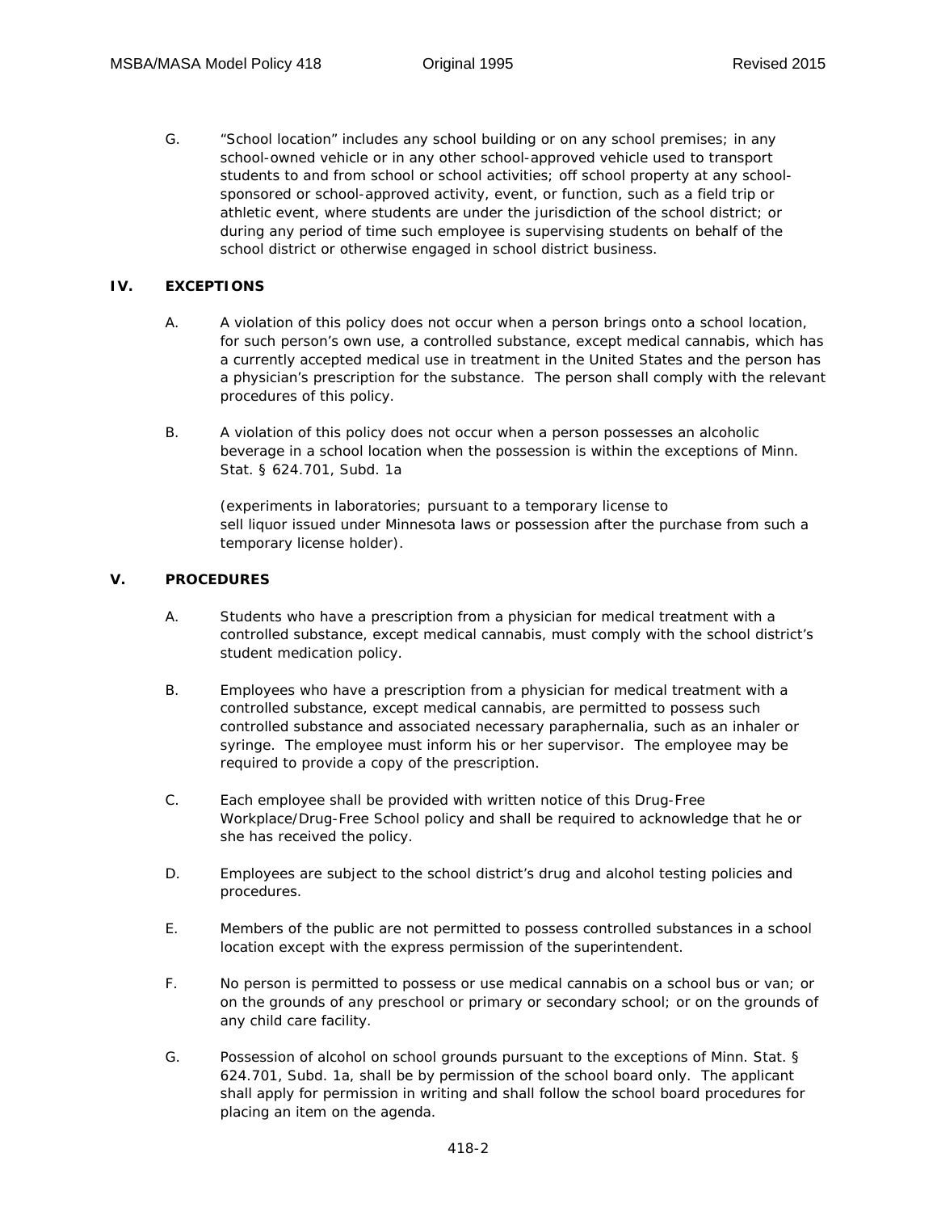G. "School location" includes any school building or on any school premises; in any school-owned vehicle or in any other school-approved vehicle used to transport students to and from school or school activities; off school property at any school-sponsored or school-approved activity, event, or function, such as a field trip or athletic event, where students are under the jurisdiction of the school district; or during any period of time such employee is supervising students on behalf of the school district or otherwise engaged in school district business.

## IV. EXCEPTIONS

A. A violation of this policy does not occur when a person brings onto a school location, for such person's own use, a controlled substance, except medical cannabis, which has a currently accepted medical use in treatment in the United States and the person has a physician's prescription for the substance. The person shall comply with the relevant procedures of this policy.

B. A violation of this policy does not occur when a person possesses an alcoholic beverage in a school location when the possession is within the exceptions of Minn. Stat. § 624.701, Subd. 1a

(experiments in laboratories; pursuant to a temporary license to sell liquor issued under Minnesota laws or possession after the purchase from such a temporary license holder).

## V. PROCEDURES

A. Students who have a prescription from a physician for medical treatment with a controlled substance, except medical cannabis, must comply with the school district's student medication policy.

B. Employees who have a prescription from a physician for medical treatment with a controlled substance, except medical cannabis, are permitted to possess such controlled substance and associated necessary paraphernalia, such as an inhaler or syringe. The employee must inform his or her supervisor. The employee may be required to provide a copy of the prescription.

C. Each employee shall be provided with written notice of this Drug-Free Workplace/Drug-Free School policy and shall be required to acknowledge that he or she has received the policy.

D. Employees are subject to the school district's drug and alcohol testing policies and procedures.

E. Members of the public are not permitted to possess controlled substances in a school location except with the express permission of the superintendent.

F. No person is permitted to possess or use medical cannabis on a school bus or van; or on the grounds of any preschool or primary or secondary school; or on the grounds of any child care facility.

G. Possession of alcohol on school grounds pursuant to the exceptions of Minn. Stat. § 624.701, Subd. 1a, shall be by permission of the school board only. The applicant shall apply for permission in writing and shall follow the school board procedures for placing an item on the agenda.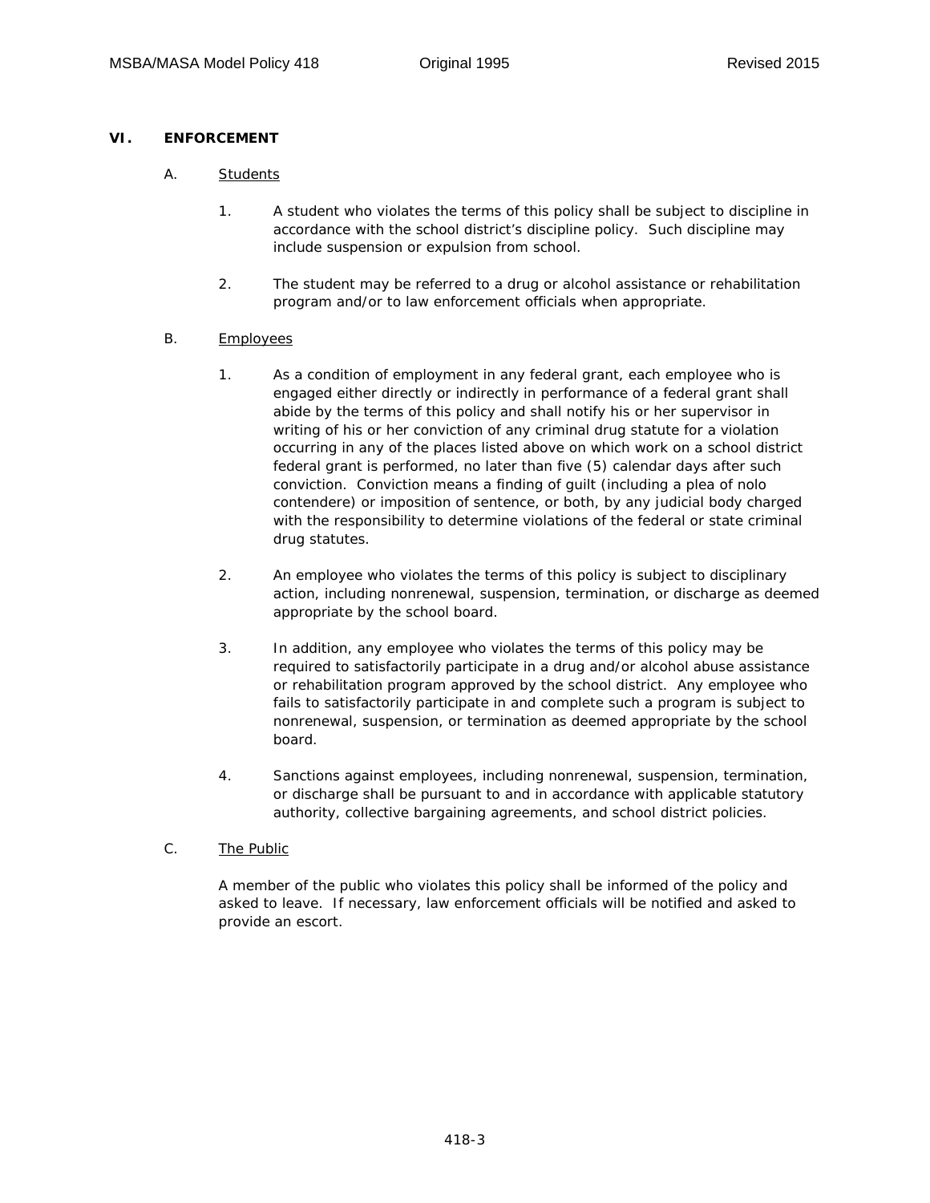## VI. ENFORCEMENT

A. Students

1. A student who violates the terms of this policy shall be subject to discipline in accordance with the school district's discipline policy. Such discipline may include suspension or expulsion from school.

2. The student may be referred to a drug or alcohol assistance or rehabilitation program and/or to law enforcement officials when appropriate.

B. Employees

1. As a condition of employment in any federal grant, each employee who is engaged either directly or indirectly in performance of a federal grant shall abide by the terms of this policy and shall notify his or her supervisor in writing of his or her conviction of any criminal drug statute for a violation occurring in any of the places listed above on which work on a school district federal grant is performed, no later than five (5) calendar days after such conviction. Conviction means a finding of guilt (including a plea of nolo contendere) or imposition of sentence, or both, by any judicial body charged with the responsibility to determine violations of the federal or state criminal drug statutes.

2. An employee who violates the terms of this policy is subject to disciplinary action, including nonrenewal, suspension, termination, or discharge as deemed appropriate by the school board.

3. In addition, any employee who violates the terms of this policy may be required to satisfactorily participate in a drug and/or alcohol abuse assistance or rehabilitation program approved by the school district. Any employee who fails to satisfactorily participate in and complete such a program is subject to nonrenewal, suspension, or termination as deemed appropriate by the school board.

4. Sanctions against employees, including nonrenewal, suspension, termination, or discharge shall be pursuant to and in accordance with applicable statutory authority, collective bargaining agreements, and school district policies.

C. The Public

A member of the public who violates this policy shall be informed of the policy and asked to leave. If necessary, law enforcement officials will be notified and asked to provide an escort.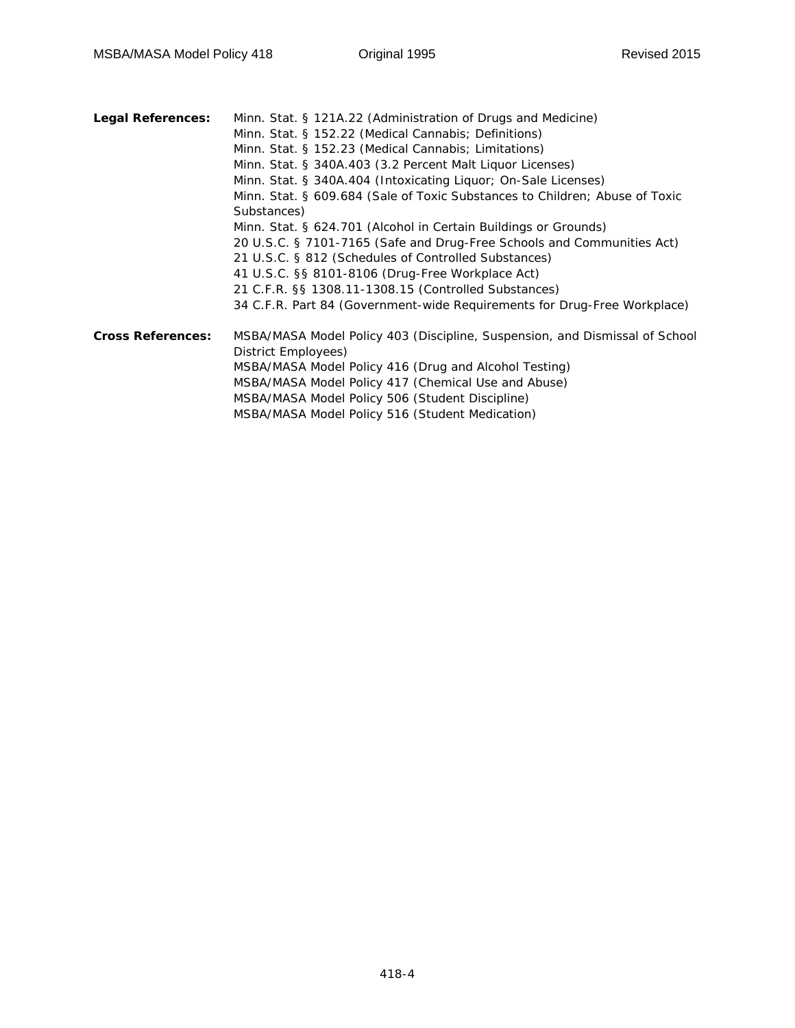**Legal References:**

Minn. Stat. § 121A.22 (Administration of Drugs and Medicine)
Minn. Stat. § 152.22 (Medical Cannabis; Definitions)
Minn. Stat. § 152.23 (Medical Cannabis; Limitations)
Minn. Stat. § 340A.403 (3.2 Percent Malt Liquor Licenses)
Minn. Stat. § 340A.404 (Intoxicating Liquor; On-Sale Licenses)
Minn. Stat. § 609.684 (Sale of Toxic Substances to Children; Abuse of Toxic Substances)
Minn. Stat. § 624.701 (Alcohol in Certain Buildings or Grounds)
20 U.S.C. § 7101-7165 (Safe and Drug-Free Schools and Communities Act)
21 U.S.C. § 812 (Schedules of Controlled Substances)
41 U.S.C. §§ 8101-8106 (Drug-Free Workplace Act)
21 C.F.R. §§ 1308.11-1308.15 (Controlled Substances)
34 C.F.R. Part 84 (Government-wide Requirements for Drug-Free Workplace)

**Cross References:**

MSBA/MASA Model Policy 403 (Discipline, Suspension, and Dismissal of School District Employees)
MSBA/MASA Model Policy 416 (Drug and Alcohol Testing)
MSBA/MASA Model Policy 417 (Chemical Use and Abuse)
MSBA/MASA Model Policy 506 (Student Discipline)
MSBA/MASA Model Policy 516 (Student Medication)